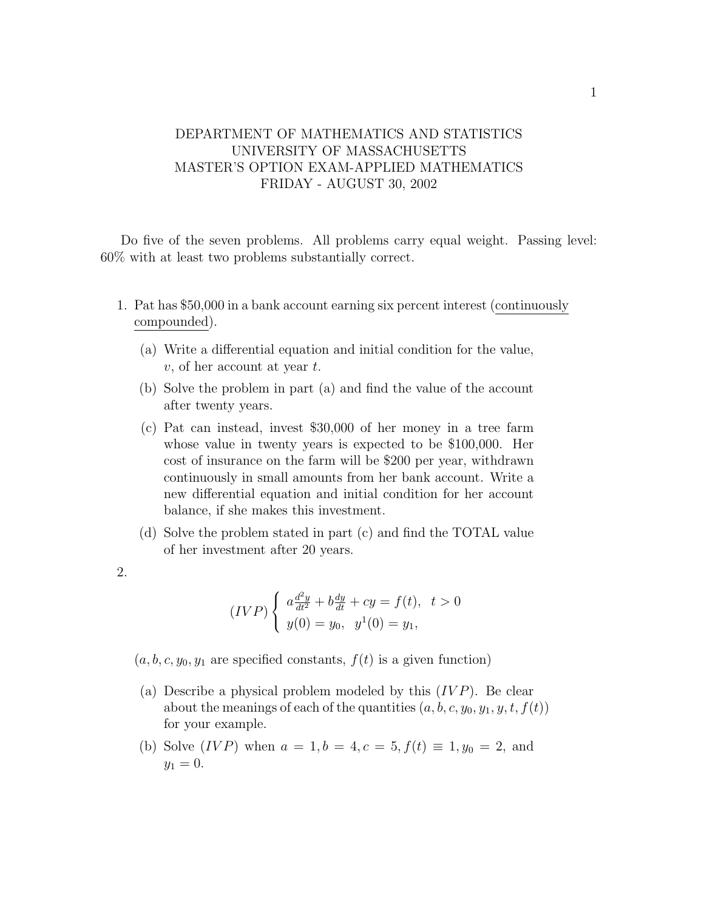DEPARTMENT OF MATHEMATICS AND STATISTICS
UNIVERSITY OF MASSACHUSETTS
MASTER'S OPTION EXAM-APPLIED MATHEMATICS
FRIDAY - AUGUST 30, 2002

Do five of the seven problems. All problems carry equal weight. Passing level: 60% with at least two problems substantially correct.

1. Pat has \$50,000 in a bank account earning six percent interest (<u>continuously compounded</u>).

   (a) Write a differential equation and initial condition for the value, $v$, of her account at year $t$.

   (b) Solve the problem in part (a) and find the value of the account after twenty years.

   (c) Pat can instead, invest \$30,000 of her money in a tree farm whose value in twenty years is expected to be \$100,000. Her cost of insurance on the farm will be \$200 per year, withdrawn continuously in small amounts from her bank account. Write a new differential equation and initial condition for her account balance, if she makes this investment.

   (d) Solve the problem stated in part (c) and find the TOTAL value of her investment after 20 years.

2.
$$(IVP)\begin{cases} a\frac{d^2y}{dt^2} + b\frac{dy}{dt} + cy = f(t), & t > 0 \\ y(0) = y_0, \quad y^1(0) = y_1, \end{cases}$$

   ($a, b, c, y_0, y_1$ are specified constants, $f(t)$ is a given function)

   (a) Describe a physical problem modeled by this $(IVP)$. Be clear about the meanings of each of the quantities $(a, b, c, y_0, y_1, y, t, f(t))$ for your example.

   (b) Solve $(IVP)$ when $a = 1, b = 4, c = 5, f(t) \equiv 1, y_0 = 2$, and $y_1 = 0$.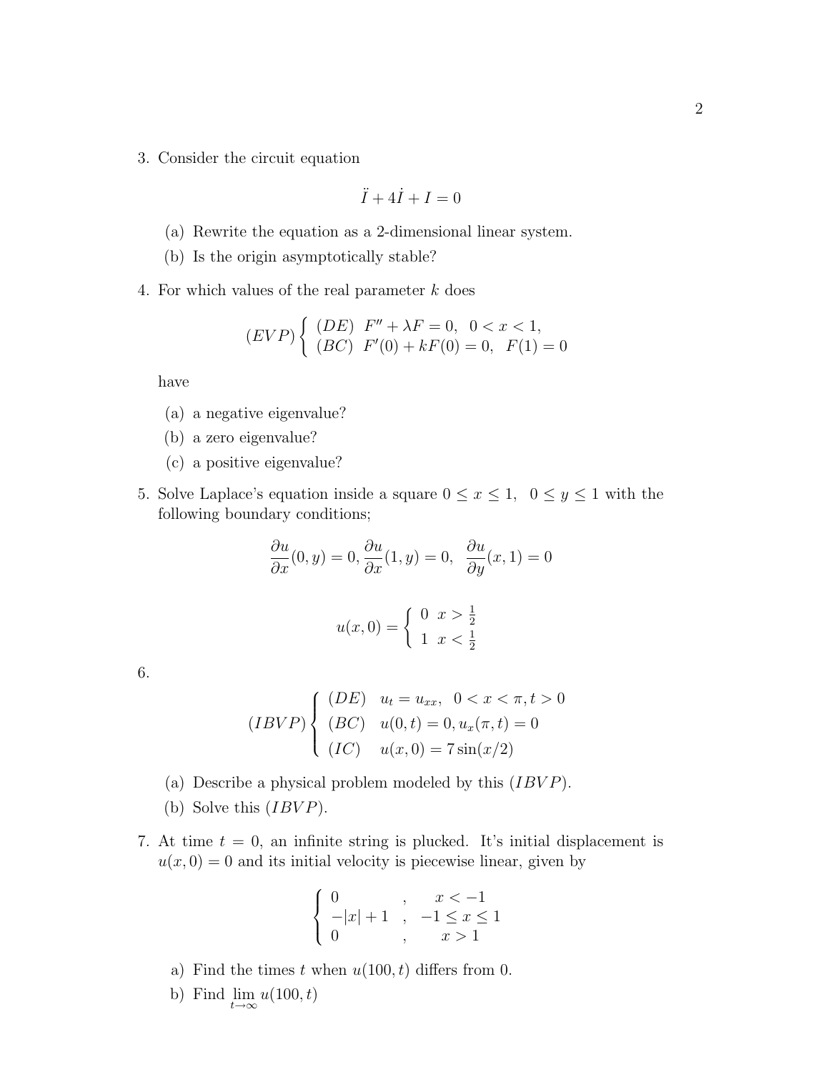3. Consider the circuit equation

$$\ddot{I} + 4\dot{I} + I = 0$$

   (a) Rewrite the equation as a 2-dimensional linear system.

   (b) Is the origin asymptotically stable?

4. For which values of the real parameter $k$ does

$$(EVP)\begin{cases} (DE) \;\; F'' + \lambda F = 0, \;\; 0 < x < 1, \\ (BC) \;\; F'(0) + kF(0) = 0, \;\; F(1) = 0 \end{cases}$$

   have

   (a) a negative eigenvalue?

   (b) a zero eigenvalue?

   (c) a positive eigenvalue?

5. Solve Laplace's equation inside a square $0 \le x \le 1, \;\; 0 \le y \le 1$ with the following boundary conditions;

$$\frac{\partial u}{\partial x}(0, y) = 0, \frac{\partial u}{\partial x}(1, y) = 0, \;\; \frac{\partial u}{\partial y}(x, 1) = 0$$

$$u(x, 0) = \begin{cases} 0 & x > \frac{1}{2} \\ 1 & x < \frac{1}{2} \end{cases}$$

6.

$$(IBVP)\begin{cases} (DE) & u_t = u_{xx}, \;\; 0 < x < \pi, t > 0 \\ (BC) & u(0, t) = 0, u_x(\pi, t) = 0 \\ (IC) & u(x, 0) = 7\sin(x/2) \end{cases}$$

   (a) Describe a physical problem modeled by this $(IBVP)$.

   (b) Solve this $(IBVP)$.

7. At time $t = 0$, an infinite string is plucked. It's initial displacement is $u(x, 0) = 0$ and its initial velocity is piecewise linear, given by

$$\begin{cases} 0 & , \quad x < -1 \\ -|x| + 1 & , \quad -1 \le x \le 1 \\ 0 & , \quad x > 1 \end{cases}$$

   a) Find the times $t$ when $u(100, t)$ differs from 0.

   b) Find $\lim_{t \to \infty} u(100, t)$